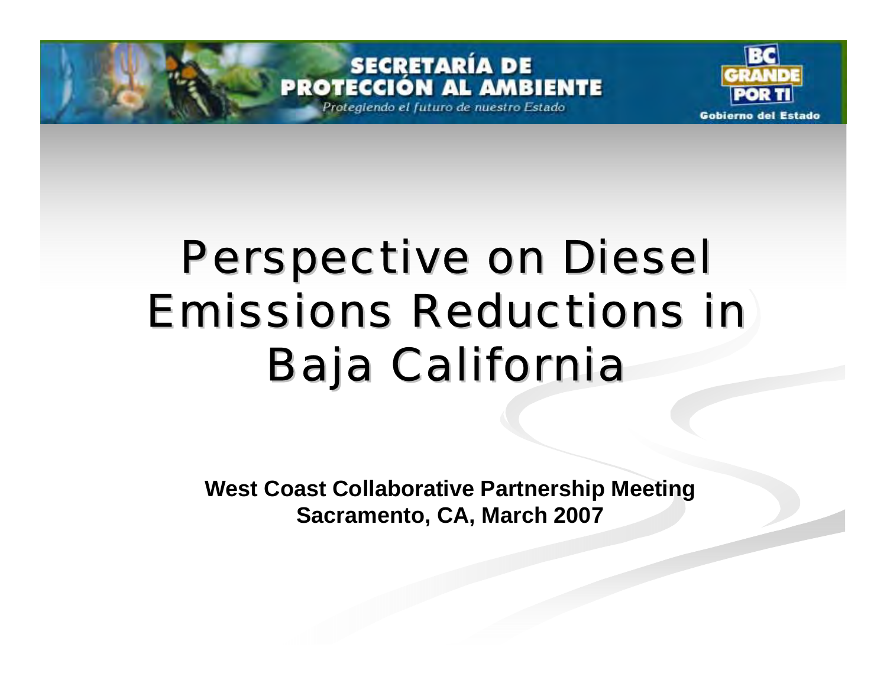SECRETARÍA DE PROTECCIÓN AL AMBIENTE

*Protegiendo el futuro de nuestro Estado*

BC GRANDE POR TI

Gobierno del Estado

# Perspective on Diesel Emissions Reductions in Baja California

**West Coast Collaborative Partnership Meeting**
**Sacramento, CA, March 2007**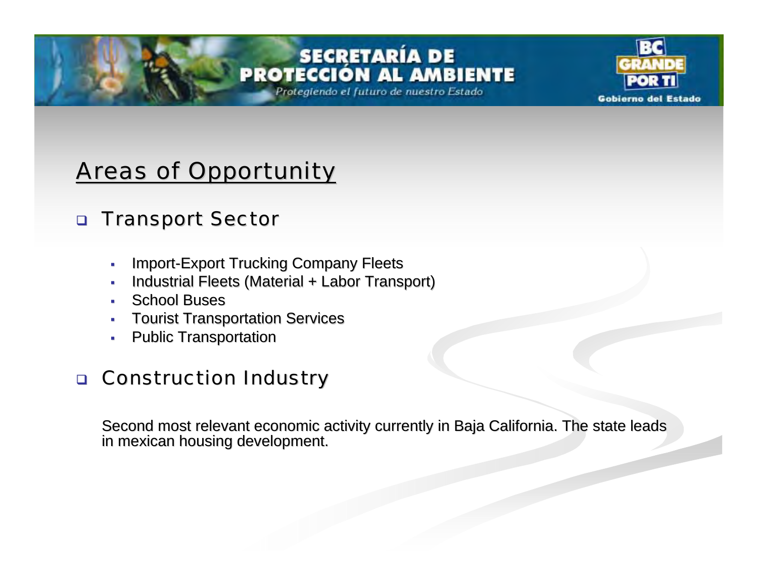## Areas of Opportunity

- Transport Sector
  - Import-Export Trucking Company Fleets
  - Industrial Fleets (Material + Labor Transport)
  - School Buses
  - Tourist Transportation Services
  - Public Transportation

- Construction Industry

  Second most relevant economic activity currently in Baja California. The state leads in mexican housing development.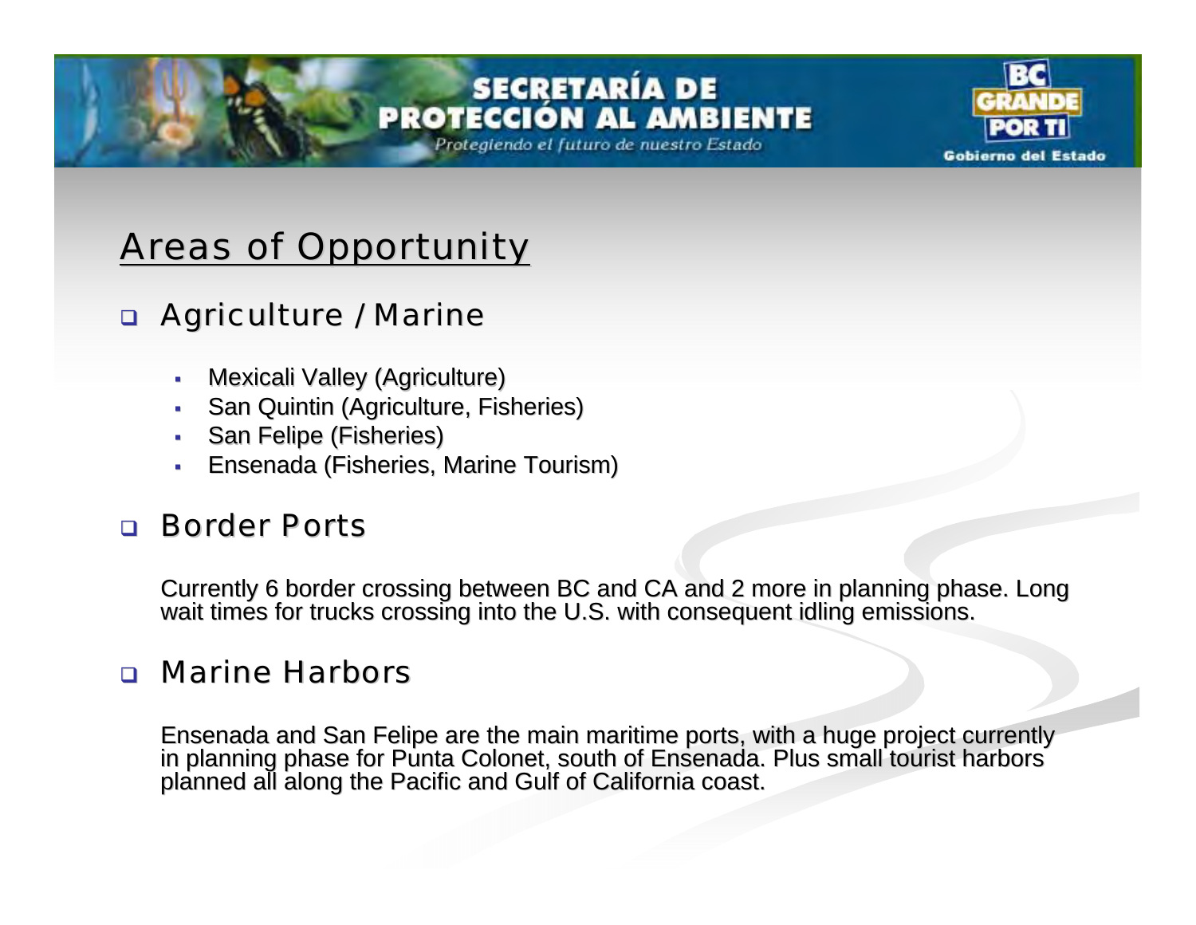## Areas of Opportunity

- Agriculture / Marine
  - Mexicali Valley (Agriculture)
  - San Quintin (Agriculture, Fisheries)
  - San Felipe (Fisheries)
  - Ensenada (Fisheries, Marine Tourism)

- Border Ports

  Currently 6 border crossing between BC and CA and 2 more in planning phase. Long wait times for trucks crossing into the U.S. with consequent idling emissions.

- Marine Harbors

  Ensenada and San Felipe are the main maritime ports, with a huge project currently in planning phase for Punta Colonet, south of Ensenada. Plus small tourist harbors planned all along the Pacific and Gulf of California coast.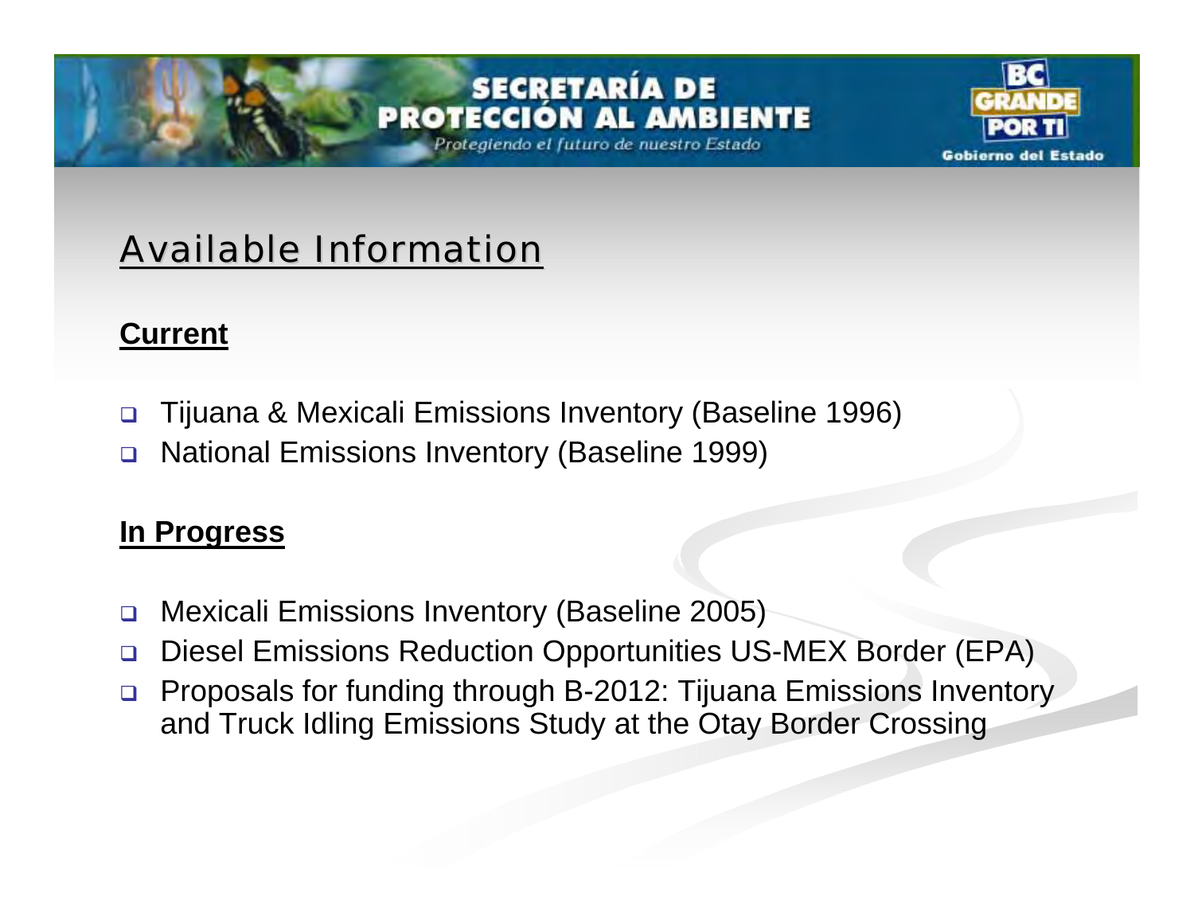# Available Information

## Current

- Tijuana & Mexicali Emissions Inventory (Baseline 1996)
- National Emissions Inventory (Baseline 1999)

## In Progress

- Mexicali Emissions Inventory (Baseline 2005)
- Diesel Emissions Reduction Opportunities US-MEX Border (EPA)
- Proposals for funding through B-2012: Tijuana Emissions Inventory and Truck Idling Emissions Study at the Otay Border Crossing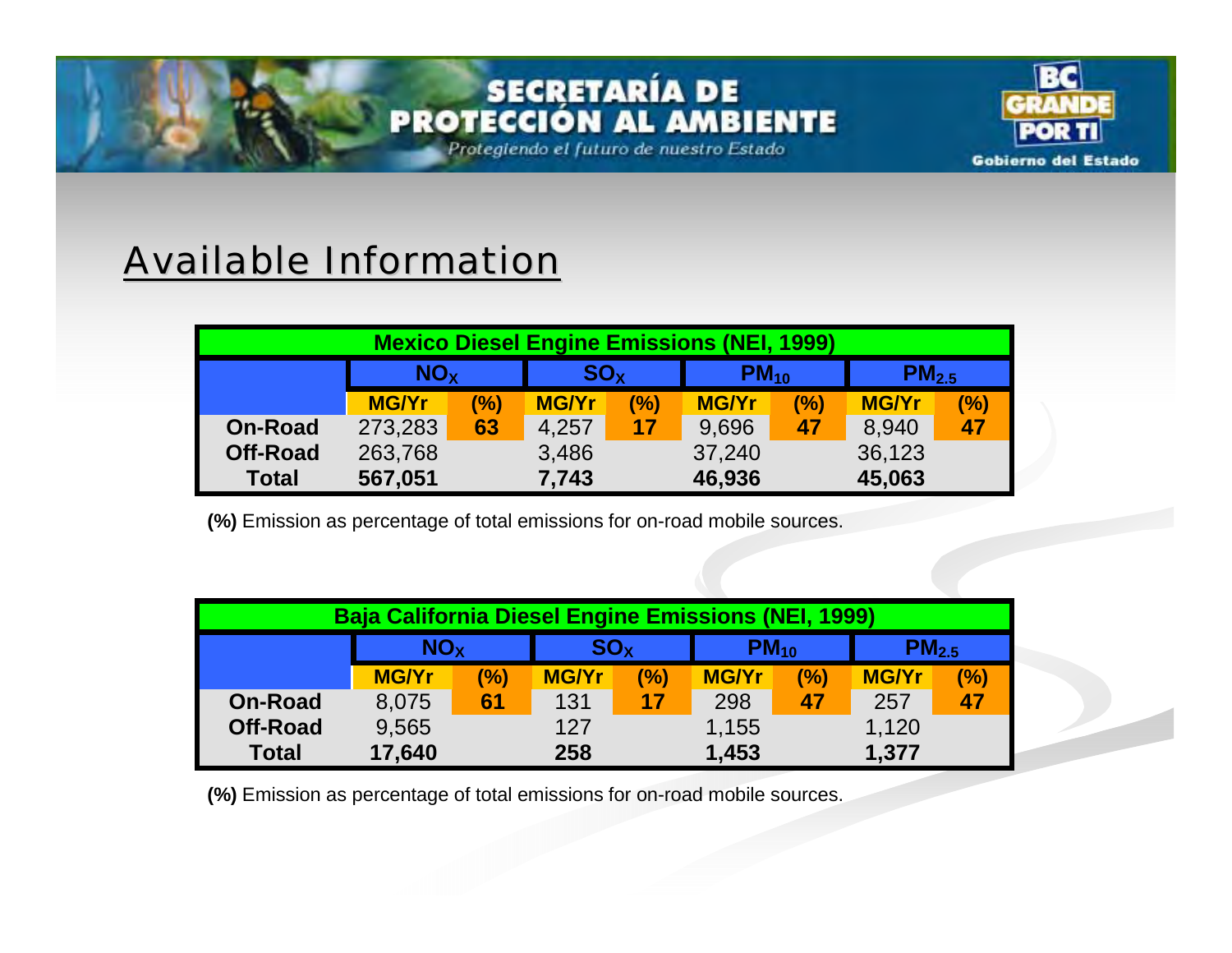## Available Information

| Mexico Diesel Engine Emissions (NEI, 1999) | | | | | | | | |
|---|---|---|---|---|---|---|---|---|
| | $NO_X$ | | $SO_X$ | | $PM_{10}$ | | $PM_{2.5}$ | |
| | MG/Yr | (%) | MG/Yr | (%) | MG/Yr | (%) | MG/Yr | (%) |
| **On-Road** | 273,283 | **63** | 4,257 | **17** | 9,696 | **47** | 8,940 | **47** |
| **Off-Road** | 263,768 | | 3,486 | | 37,240 | | 36,123 | |
| **Total** | **567,051** | | **7,743** | | **46,936** | | **45,063** | |

**(%)** Emission as percentage of total emissions for on-road mobile sources.

| Baja California Diesel Engine Emissions (NEI, 1999) | | | | | | | | |
|---|---|---|---|---|---|---|---|---|
| | $NO_X$ | | $SO_X$ | | $PM_{10}$ | | $PM_{2.5}$ | |
| | MG/Yr | (%) | MG/Yr | (%) | MG/Yr | (%) | MG/Yr | (%) |
| **On-Road** | 8,075 | **61** | 131 | **17** | 298 | **47** | 257 | **47** |
| **Off-Road** | 9,565 | | 127 | | 1,155 | | 1,120 | |
| **Total** | **17,640** | | **258** | | **1,453** | | **1,377** | |

**(%)** Emission as percentage of total emissions for on-road mobile sources.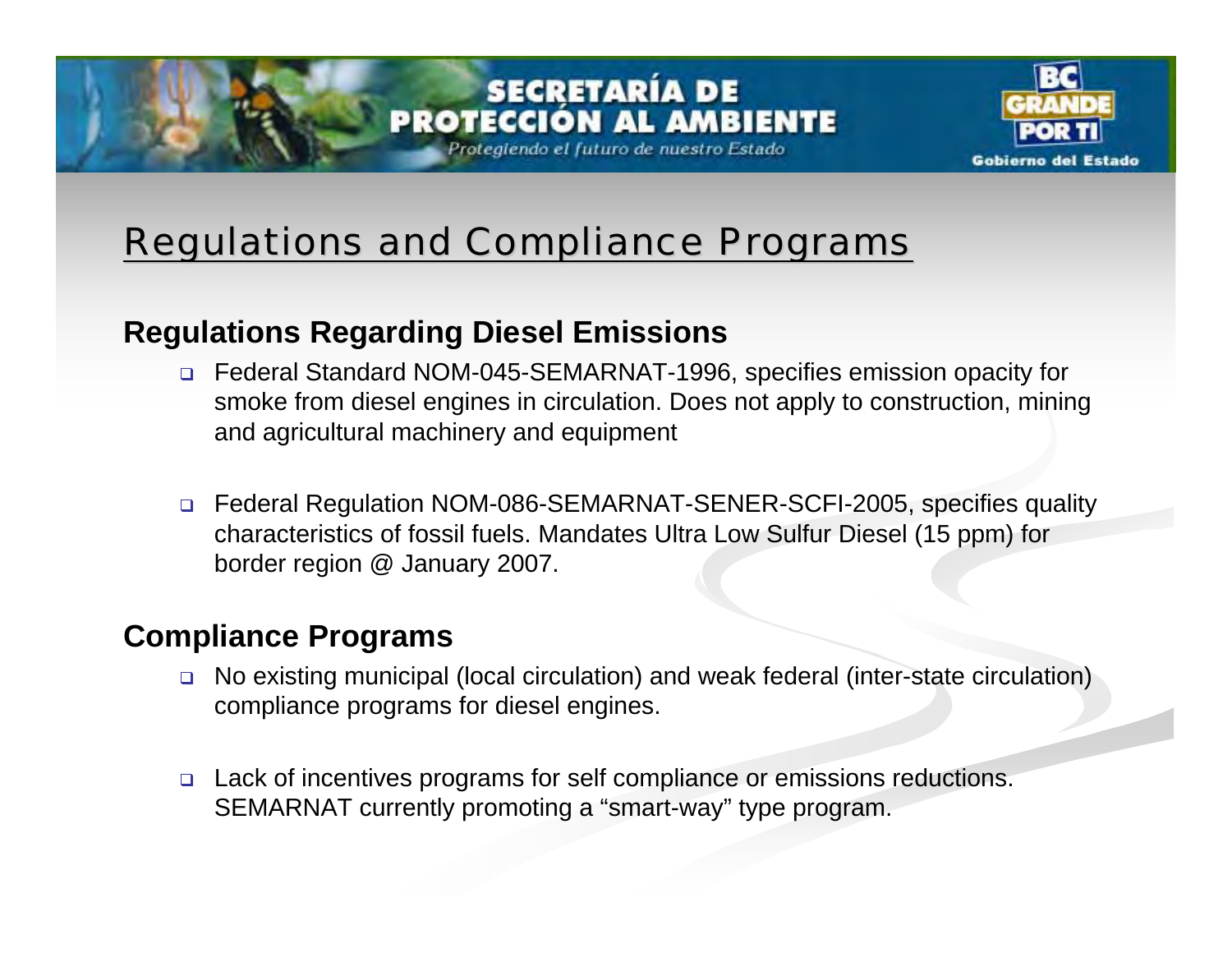# Regulations and Compliance Programs

## Regulations Regarding Diesel Emissions

- Federal Standard NOM-045-SEMARNAT-1996, specifies emission opacity for smoke from diesel engines in circulation. Does not apply to construction, mining and agricultural machinery and equipment
- Federal Regulation NOM-086-SEMARNAT-SENER-SCFI-2005, specifies quality characteristics of fossil fuels. Mandates Ultra Low Sulfur Diesel (15 ppm) for border region @ January 2007.

## Compliance Programs

- No existing municipal (local circulation) and weak federal (inter-state circulation) compliance programs for diesel engines.
- Lack of incentives programs for self compliance or emissions reductions. SEMARNAT currently promoting a "smart-way" type program.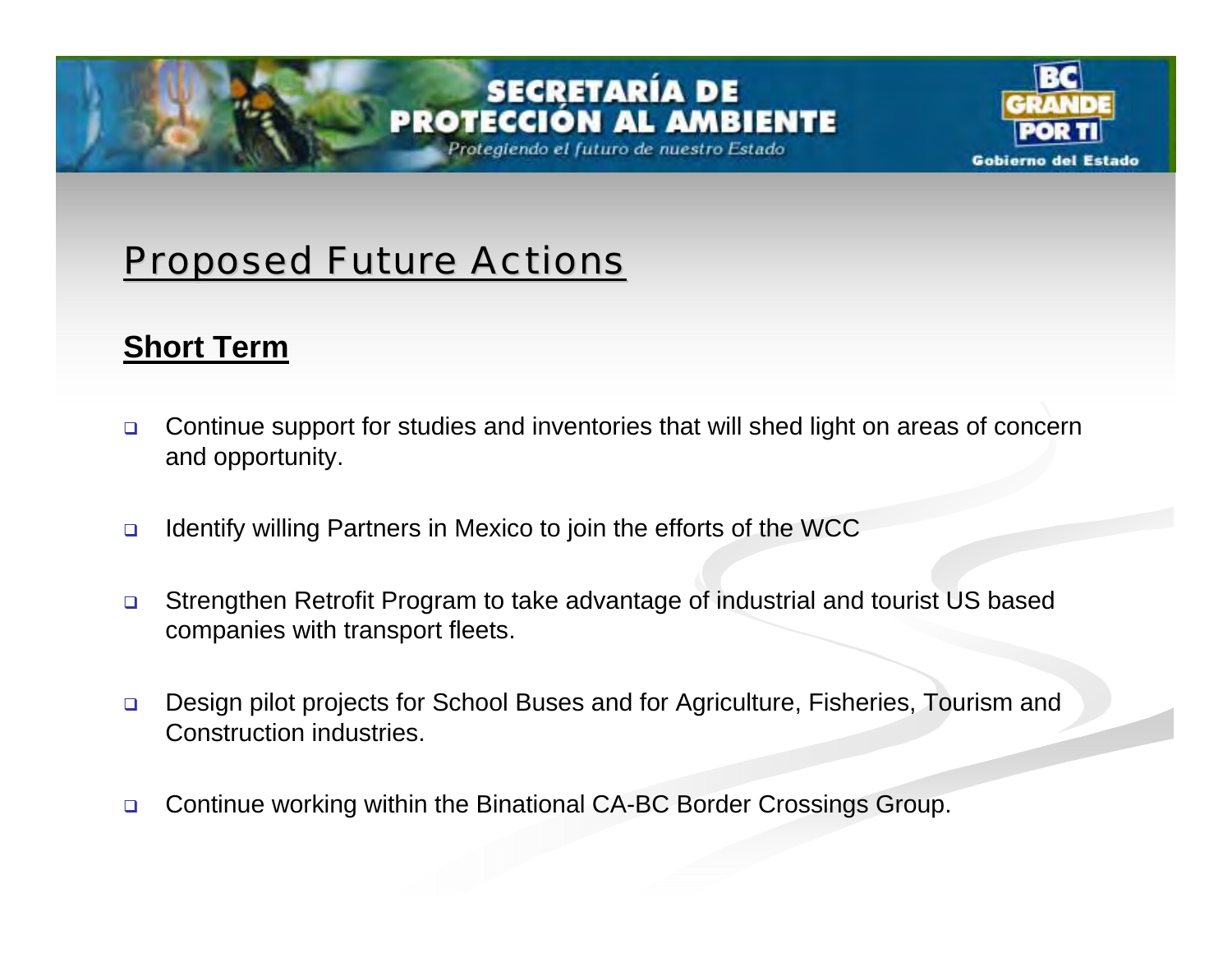## Proposed Future Actions

### Short Term

- Continue support for studies and inventories that will shed light on areas of concern and opportunity.
- Identify willing Partners in Mexico to join the efforts of the WCC
- Strengthen Retrofit Program to take advantage of industrial and tourist US based companies with transport fleets.
- Design pilot projects for School Buses and for Agriculture, Fisheries, Tourism and Construction industries.
- Continue working within the Binational CA-BC Border Crossings Group.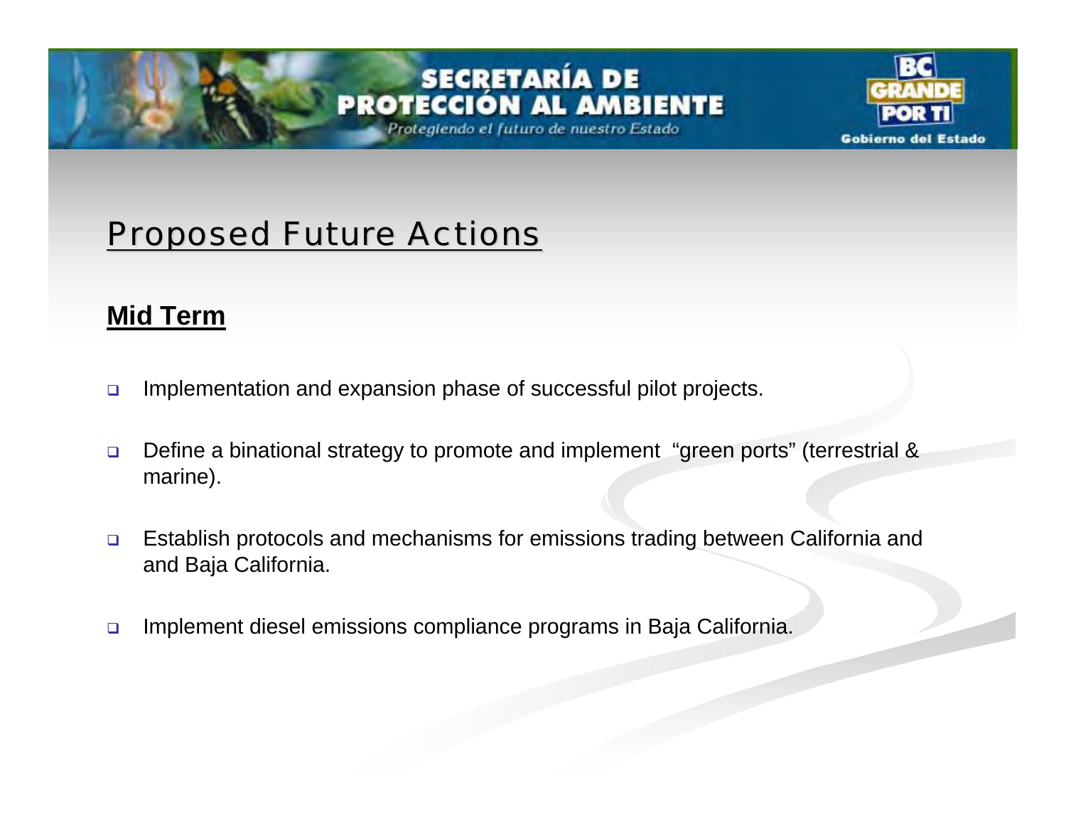## Proposed Future Actions

**Mid Term**

- Implementation and expansion phase of successful pilot projects.
- Define a binational strategy to promote and implement "green ports" (terrestrial & marine).
- Establish protocols and mechanisms for emissions trading between California and and Baja California.
- Implement diesel emissions compliance programs in Baja California.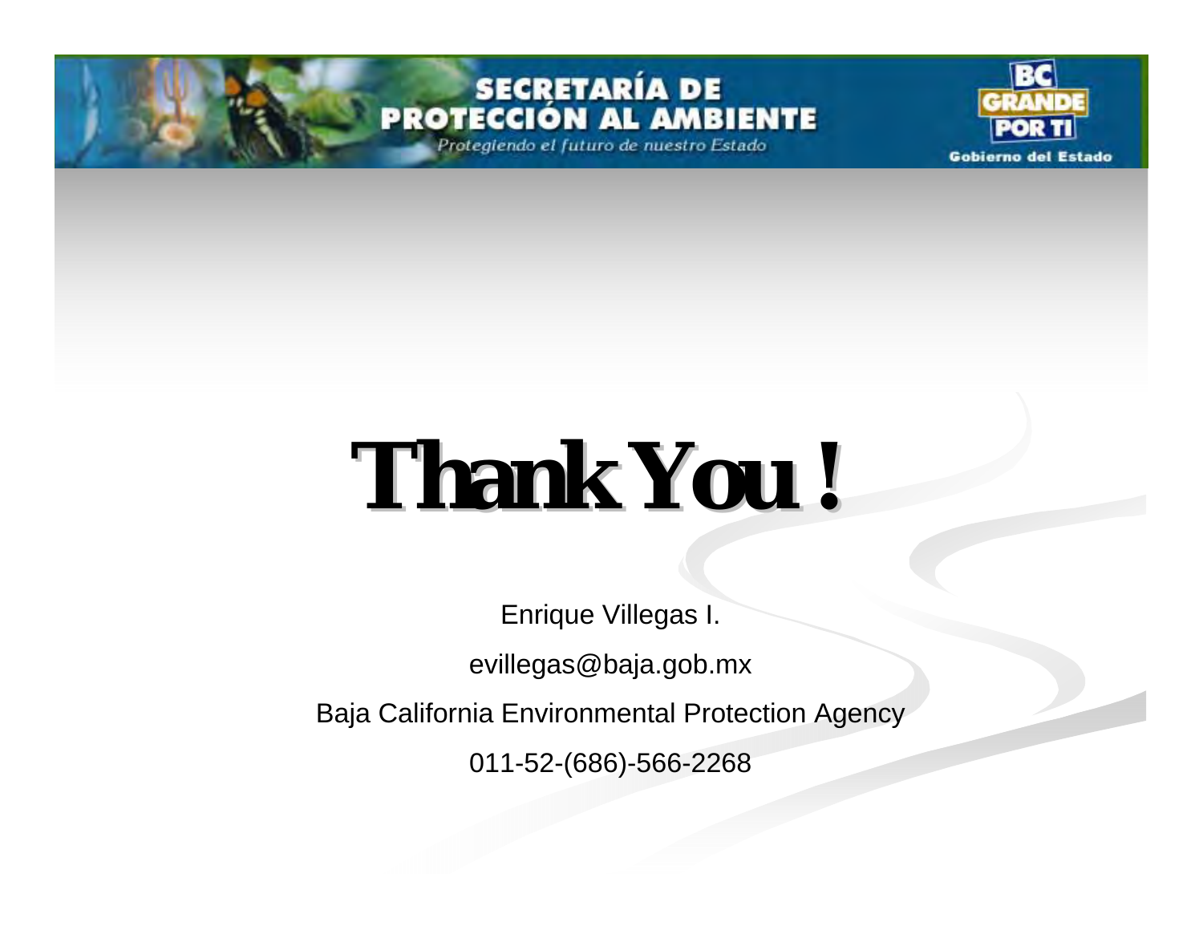SECRETARÍA DE PROTECCIÓN AL AMBIENTE

*Protegiendo el futuro de nuestro Estado*

BC GRANDE POR TI

Gobierno del Estado

# Thank You !

Enrique Villegas I.

evillegas@baja.gob.mx

Baja California Environmental Protection Agency

011-52-(686)-566-2268